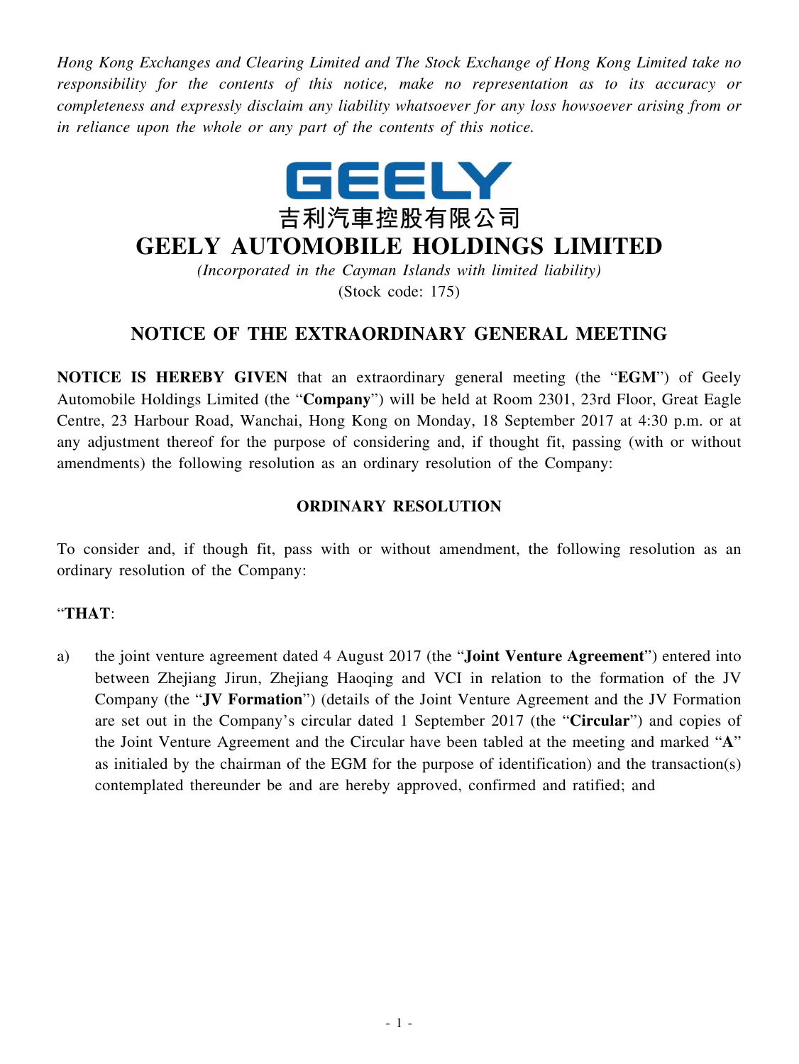*Hong Kong Exchanges and Clearing Limited and The Stock Exchange of Hong Kong Limited take no responsibility for the contents of this notice, make no representation as to its accuracy or completeness and expressly disclaim any liability whatsoever for any loss howsoever arising from or in reliance upon the whole or any part of the contents of this notice.*

GEELY

吉利汽車控股有限公司

# GEELY AUTOMOBILE HOLDINGS LIMITED

*(Incorporated in the Cayman Islands with limited liability)*

(Stock code: 175)

## NOTICE OF THE EXTRAORDINARY GENERAL MEETING

**NOTICE IS HEREBY GIVEN** that an extraordinary general meeting (the "**EGM**") of Geely Automobile Holdings Limited (the "**Company**") will be held at Room 2301, 23rd Floor, Great Eagle Centre, 23 Harbour Road, Wanchai, Hong Kong on Monday, 18 September 2017 at 4:30 p.m. or at any adjustment thereof for the purpose of considering and, if thought fit, passing (with or without amendments) the following resolution as an ordinary resolution of the Company:

### ORDINARY RESOLUTION

To consider and, if though fit, pass with or without amendment, the following resolution as an ordinary resolution of the Company:

"**THAT**:

a) the joint venture agreement dated 4 August 2017 (the "**Joint Venture Agreement**") entered into between Zhejiang Jirun, Zhejiang Haoqing and VCI in relation to the formation of the JV Company (the "**JV Formation**") (details of the Joint Venture Agreement and the JV Formation are set out in the Company's circular dated 1 September 2017 (the "**Circular**") and copies of the Joint Venture Agreement and the Circular have been tabled at the meeting and marked "**A**" as initialed by the chairman of the EGM for the purpose of identification) and the transaction(s) contemplated thereunder be and are hereby approved, confirmed and ratified; and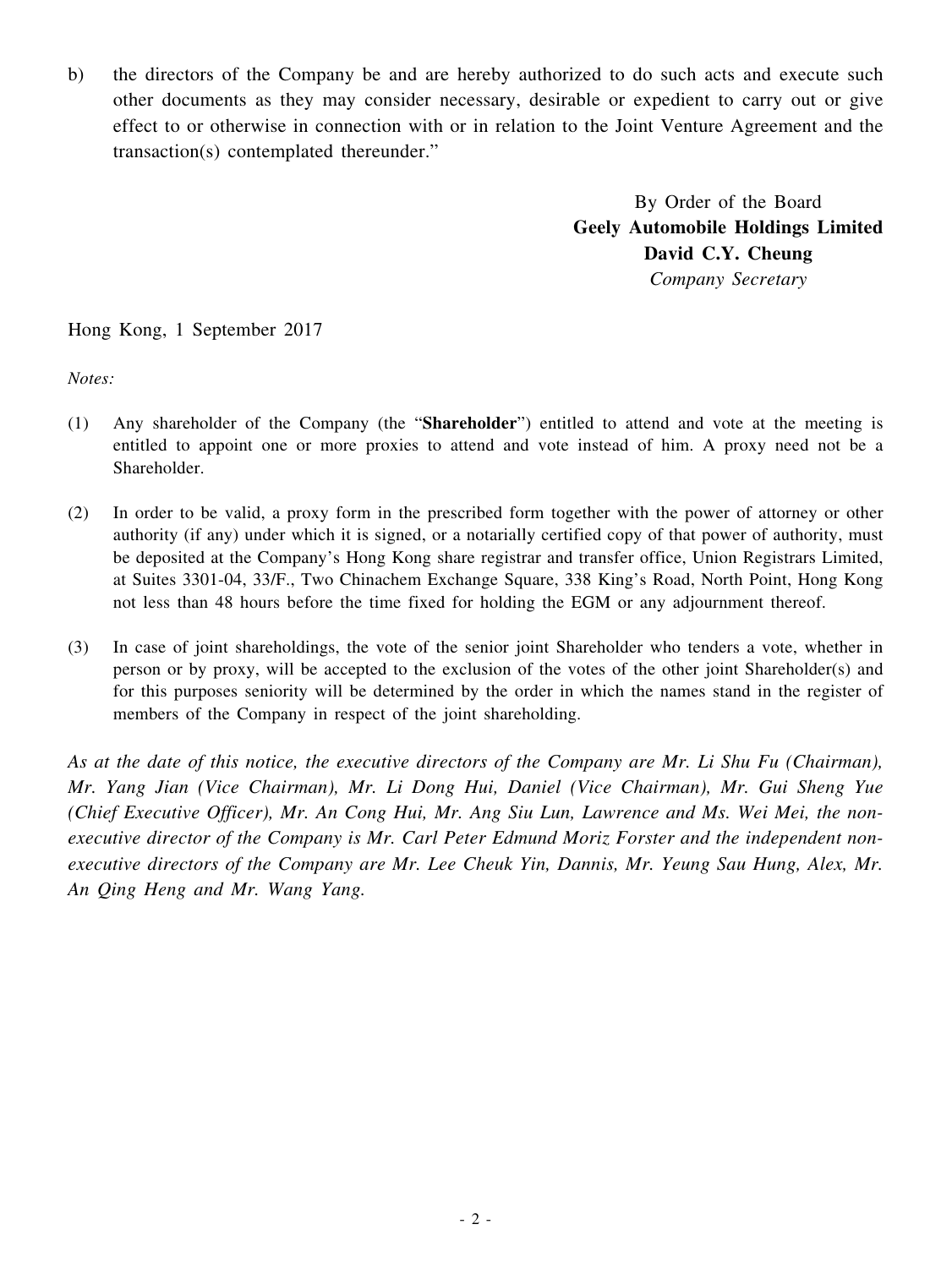b) the directors of the Company be and are hereby authorized to do such acts and execute such other documents as they may consider necessary, desirable or expedient to carry out or give effect to or otherwise in connection with or in relation to the Joint Venture Agreement and the transaction(s) contemplated thereunder."

By Order of the Board
**Geely Automobile Holdings Limited**
**David C.Y. Cheung**
*Company Secretary*

Hong Kong, 1 September 2017

*Notes:*

(1) Any shareholder of the Company (the "**Shareholder**") entitled to attend and vote at the meeting is entitled to appoint one or more proxies to attend and vote instead of him. A proxy need not be a Shareholder.

(2) In order to be valid, a proxy form in the prescribed form together with the power of attorney or other authority (if any) under which it is signed, or a notarially certified copy of that power of authority, must be deposited at the Company's Hong Kong share registrar and transfer office, Union Registrars Limited, at Suites 3301-04, 33/F., Two Chinachem Exchange Square, 338 King's Road, North Point, Hong Kong not less than 48 hours before the time fixed for holding the EGM or any adjournment thereof.

(3) In case of joint shareholdings, the vote of the senior joint Shareholder who tenders a vote, whether in person or by proxy, will be accepted to the exclusion of the votes of the other joint Shareholder(s) and for this purposes seniority will be determined by the order in which the names stand in the register of members of the Company in respect of the joint shareholding.

*As at the date of this notice, the executive directors of the Company are Mr. Li Shu Fu (Chairman), Mr. Yang Jian (Vice Chairman), Mr. Li Dong Hui, Daniel (Vice Chairman), Mr. Gui Sheng Yue (Chief Executive Officer), Mr. An Cong Hui, Mr. Ang Siu Lun, Lawrence and Ms. Wei Mei, the non-executive director of the Company is Mr. Carl Peter Edmund Moriz Forster and the independent non-executive directors of the Company are Mr. Lee Cheuk Yin, Dannis, Mr. Yeung Sau Hung, Alex, Mr. An Qing Heng and Mr. Wang Yang.*